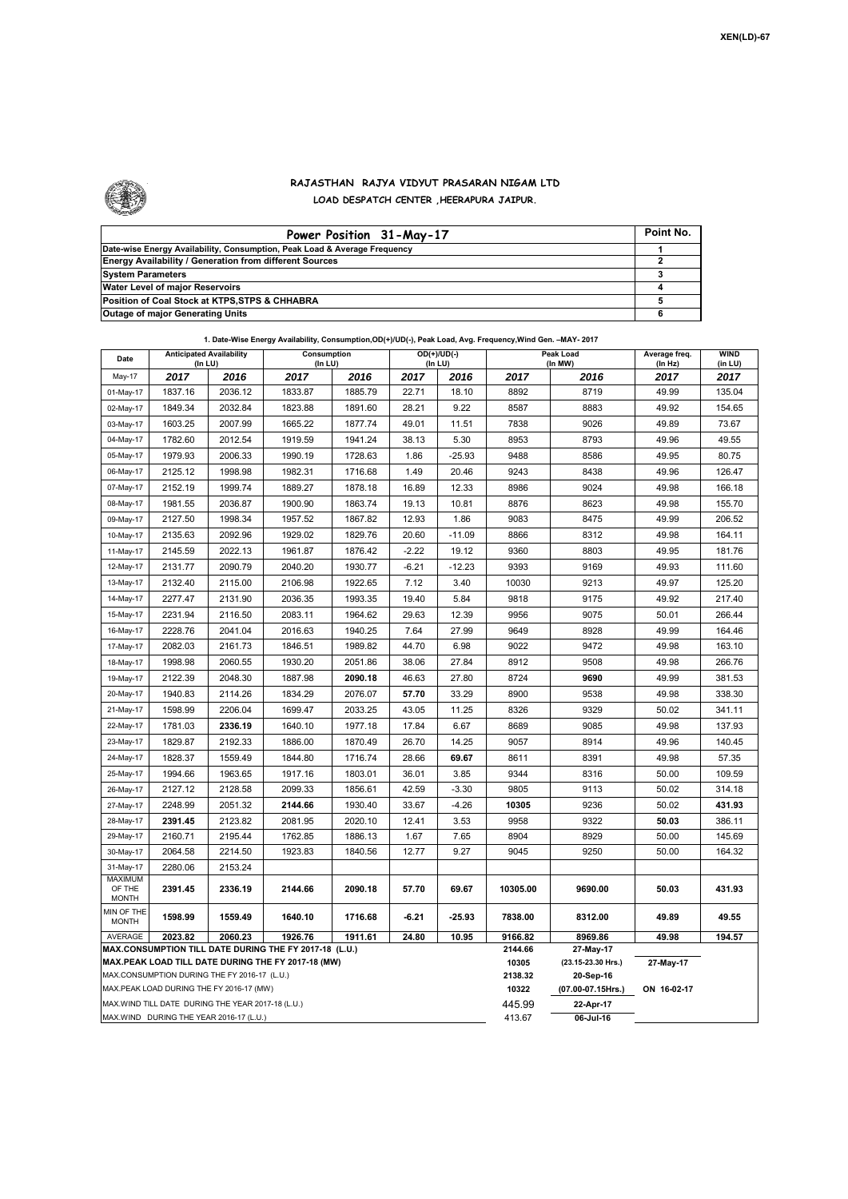XEN(LD)-67

# RAJASTHAN RAJYA VIDYUT PRASARAN NIGAM LTD
## LOAD DESPATCH CENTER ,HEERAPURA JAIPUR.

| Power Position 31-May-17 | Point No. |
|---|---|
| Date-wise Energy Availability, Consumption, Peak Load & Average Frequency | 1 |
| Energy Availability / Generation from different Sources | 2 |
| System Parameters | 3 |
| Water Level of major Reservoirs | 4 |
| Position of Coal Stock at KTPS,STPS & CHHABRA | 5 |
| Outage of major Generating Units | 6 |

**1. Date-Wise Energy Availability, Consumption,OD(+)/UD(-), Peak Load, Avg. Frequency,Wind Gen. –MAY- 2017**

| Date | Anticipated Availability (In LU) | | Consumption (In LU) | | OD(+)/UD(-) (In LU) | | Peak Load (In MW) | | Average freq. (In Hz) | WIND (in LU) |
|---|---|---|---|---|---|---|---|---|---|---|
| May-17 | 2017 | 2016 | 2017 | 2016 | 2017 | 2016 | 2017 | 2016 | 2017 | 2017 |
| 01-May-17 | 1837.16 | 2036.12 | 1833.87 | 1885.79 | 22.71 | 18.10 | 8892 | 8719 | 49.99 | 135.04 |
| 02-May-17 | 1849.34 | 2032.84 | 1823.88 | 1891.60 | 28.21 | 9.22 | 8587 | 8883 | 49.92 | 154.65 |
| 03-May-17 | 1603.25 | 2007.99 | 1665.22 | 1877.74 | 49.01 | 11.51 | 7838 | 9026 | 49.89 | 73.67 |
| 04-May-17 | 1782.60 | 2012.54 | 1919.59 | 1941.24 | 38.13 | 5.30 | 8953 | 8793 | 49.96 | 49.55 |
| 05-May-17 | 1979.93 | 2006.33 | 1990.19 | 1728.63 | 1.86 | -25.93 | 9488 | 8586 | 49.95 | 80.75 |
| 06-May-17 | 2125.12 | 1998.98 | 1982.31 | 1716.68 | 1.49 | 20.46 | 9243 | 8438 | 49.96 | 126.47 |
| 07-May-17 | 2152.19 | 1999.74 | 1889.27 | 1878.18 | 16.89 | 12.33 | 8986 | 9024 | 49.98 | 166.18 |
| 08-May-17 | 1981.55 | 2036.87 | 1900.90 | 1863.74 | 19.13 | 10.81 | 8876 | 8623 | 49.98 | 155.70 |
| 09-May-17 | 2127.50 | 1998.34 | 1957.52 | 1867.82 | 12.93 | 1.86 | 9083 | 8475 | 49.99 | 206.52 |
| 10-May-17 | 2135.63 | 2092.96 | 1929.02 | 1829.76 | 20.60 | -11.09 | 8866 | 8312 | 49.98 | 164.11 |
| 11-May-17 | 2145.59 | 2022.13 | 1961.87 | 1876.42 | -2.22 | 19.12 | 9360 | 8803 | 49.95 | 181.76 |
| 12-May-17 | 2131.77 | 2090.79 | 2040.20 | 1930.77 | -6.21 | -12.23 | 9393 | 9169 | 49.93 | 111.60 |
| 13-May-17 | 2132.40 | 2115.00 | 2106.98 | 1922.65 | 7.12 | 3.40 | 10030 | 9213 | 49.97 | 125.20 |
| 14-May-17 | 2277.47 | 2131.90 | 2036.35 | 1993.35 | 19.40 | 5.84 | 9818 | 9175 | 49.92 | 217.40 |
| 15-May-17 | 2231.94 | 2116.50 | 2083.11 | 1964.62 | 29.63 | 12.39 | 9956 | 9075 | 50.01 | 266.44 |
| 16-May-17 | 2228.76 | 2041.04 | 2016.63 | 1940.25 | 7.64 | 27.99 | 9649 | 8928 | 49.99 | 164.46 |
| 17-May-17 | 2082.03 | 2161.73 | 1846.51 | 1989.82 | 44.70 | 6.98 | 9022 | 9472 | 49.98 | 163.10 |
| 18-May-17 | 1998.98 | 2060.55 | 1930.20 | 2051.86 | 38.06 | 27.84 | 8912 | 9508 | 49.98 | 266.76 |
| 19-May-17 | 2122.39 | 2048.30 | 1887.98 | **2090.18** | 46.63 | 27.80 | 8724 | **9690** | 49.99 | 381.53 |
| 20-May-17 | 1940.83 | 2114.26 | 1834.29 | 2076.07 | **57.70** | 33.29 | 8900 | 9538 | 49.98 | 338.30 |
| 21-May-17 | 1598.99 | 2206.04 | 1699.47 | 2033.25 | 43.05 | 11.25 | 8326 | 9329 | 50.02 | 341.11 |
| 22-May-17 | 1781.03 | **2336.19** | 1640.10 | 1977.18 | 17.84 | 6.67 | 8689 | 9085 | 49.98 | 137.93 |
| 23-May-17 | 1829.87 | 2192.33 | 1886.00 | 1870.49 | 26.70 | 14.25 | 9057 | 8914 | 49.96 | 140.45 |
| 24-May-17 | 1828.37 | 1559.49 | 1844.80 | 1716.74 | 28.66 | **69.67** | 8611 | 8391 | 49.98 | 57.35 |
| 25-May-17 | 1994.66 | 1963.65 | 1917.16 | 1803.01 | 36.01 | 3.85 | 9344 | 8316 | 50.00 | 109.59 |
| 26-May-17 | 2127.12 | 2128.58 | 2099.33 | 1856.61 | 42.59 | -3.30 | 9805 | 9113 | 50.02 | 314.18 |
| 27-May-17 | 2248.99 | 2051.32 | **2144.66** | 1930.40 | 33.67 | -4.26 | **10305** | 9236 | 50.02 | **431.93** |
| 28-May-17 | **2391.45** | 2123.82 | 2081.95 | 2020.10 | 12.41 | 3.53 | 9958 | 9322 | **50.03** | 386.11 |
| 29-May-17 | 2160.71 | 2195.44 | 1762.85 | 1886.13 | 1.67 | 7.65 | 8904 | 8929 | 50.00 | 145.69 |
| 30-May-17 | 2064.58 | 2214.50 | 1923.83 | 1840.56 | 12.77 | 9.27 | 9045 | 9250 | 50.00 | 164.32 |
| 31-May-17 | 2280.06 | 2153.24 | | | | | | | | |
| MAXIMUM OF THE MONTH | 2391.45 | 2336.19 | 2144.66 | 2090.18 | 57.70 | 69.67 | 10305.00 | 9690.00 | 50.03 | 431.93 |
| MIN OF THE MONTH | 1598.99 | 1559.49 | 1640.10 | 1716.68 | -6.21 | -25.93 | 7838.00 | 8312.00 | 49.89 | 49.55 |
| AVERAGE | 2023.82 | 2060.23 | 1926.76 | 1911.61 | 24.80 | 10.95 | 9166.82 | 8969.86 | 49.98 | 194.57 |
| MAX.CONSUMPTION TILL DATE DURING THE FY 2017-18 (L.U.) | | | | | | | 2144.66 | 27-May-17 | | |
| MAX.PEAK LOAD TILL DATE DURING THE FY 2017-18 (MW) | | | | | | | 10305 | (23.15-23.30 Hrs.) | 27-May-17 | |
| MAX.CONSUMPTION DURING THE FY 2016-17 (L.U.) | | | | | | | 2138.32 | 20-Sep-16 | | |
| MAX.PEAK LOAD DURING THE FY 2016-17 (MW) | | | | | | | 10322 | (07.00-07.15Hrs.) | ON 16-02-17 | |
| MAX.WIND TILL DATE DURING THE YEAR 2017-18 (L.U.) | | | | | | | 445.99 | 22-Apr-17 | | |
| MAX.WIND DURING THE YEAR 2016-17 (L.U.) | | | | | | | 413.67 | 06-Jul-16 | | |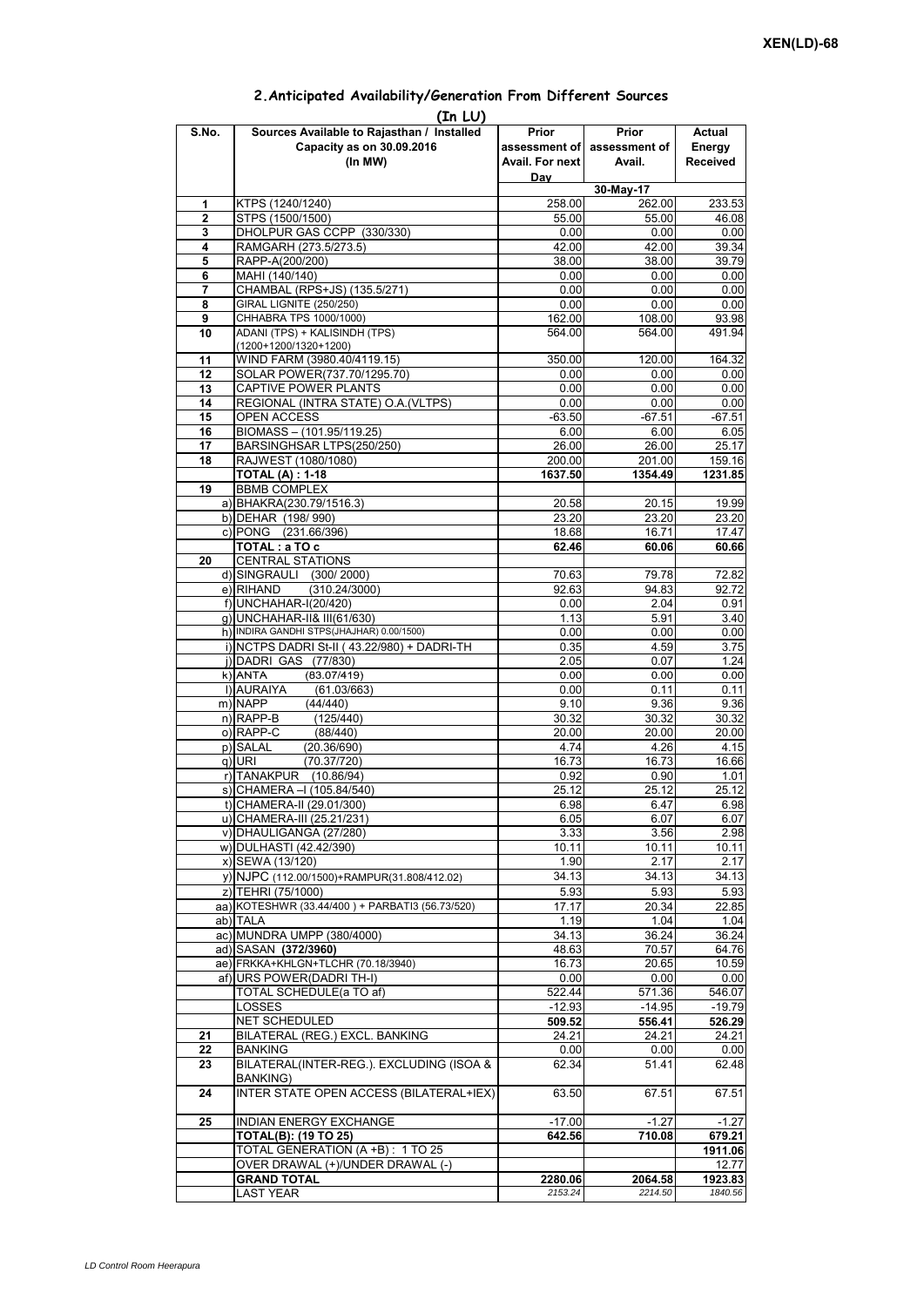XEN(LD)-68

## 2.Anticipated Availability/Generation From Different Sources

(In LU)

| S.No. | Sources Available to Rajasthan / Installed Capacity as on 30.09.2016 (In MW) | Prior assessment of Avail. For next Day | Prior assessment of Avail. | Actual Energy Received |
|---|---|---|---|---|
| | | 30-May-17 | | |
| 1 | KTPS (1240/1240) | 258.00 | 262.00 | 233.53 |
| 2 | STPS (1500/1500) | 55.00 | 55.00 | 46.08 |
| 3 | DHOLPUR GAS CCPP (330/330) | 0.00 | 0.00 | 0.00 |
| 4 | RAMGARH (273.5/273.5) | 42.00 | 42.00 | 39.34 |
| 5 | RAPP-A(200/200) | 38.00 | 38.00 | 39.79 |
| 6 | MAHI (140/140) | 0.00 | 0.00 | 0.00 |
| 7 | CHAMBAL (RPS+JS) (135.5/271) | 0.00 | 0.00 | 0.00 |
| 8 | GIRAL LIGNITE (250/250) | 0.00 | 0.00 | 0.00 |
| 9 | CHHABRA TPS 1000/1000) | 162.00 | 108.00 | 93.98 |
| 10 | ADANI (TPS) + KALISINDH (TPS) (1200+1200/1320+1200) | 564.00 | 564.00 | 491.94 |
| 11 | WIND FARM (3980.40/4119.15) | 350.00 | 120.00 | 164.32 |
| 12 | SOLAR POWER(737.70/1295.70) | 0.00 | 0.00 | 0.00 |
| 13 | CAPTIVE POWER PLANTS | 0.00 | 0.00 | 0.00 |
| 14 | REGIONAL (INTRA STATE) O.A.(VLTPS) | 0.00 | 0.00 | 0.00 |
| 15 | OPEN ACCESS | -63.50 | -67.51 | -67.51 |
| 16 | BIOMASS – (101.95/119.25) | 6.00 | 6.00 | 6.05 |
| 17 | BARSINGHSAR LTPS(250/250) | 26.00 | 26.00 | 25.17 |
| 18 | RAJWEST (1080/1080) | 200.00 | 201.00 | 159.16 |
| | **TOTAL (A) : 1-18** | **1637.50** | **1354.49** | **1231.85** |
| 19 | BBMB COMPLEX | | | |
| | a) BHAKRA(230.79/1516.3) | 20.58 | 20.15 | 19.99 |
| | b) DEHAR (198/ 990) | 23.20 | 23.20 | 23.20 |
| | c) PONG (231.66/396) | 18.68 | 16.71 | 17.47 |
| | **TOTAL : a TO c** | **62.46** | **60.06** | **60.66** |
| 20 | CENTRAL STATIONS | | | |
| | d) SINGRAULI (300/ 2000) | 70.63 | 79.78 | 72.82 |
| | e) RIHAND (310.24/3000) | 92.63 | 94.83 | 92.72 |
| | f) UNCHAHAR-I(20/420) | 0.00 | 2.04 | 0.91 |
| | g) UNCHAHAR-II& III(61/630) | 1.13 | 5.91 | 3.40 |
| | h) INDIRA GANDHI STPS(JHAJHAR) 0.00/1500) | 0.00 | 0.00 | 0.00 |
| | i) NCTPS DADRI St-II ( 43.22/980) + DADRI-TH | 0.35 | 4.59 | 3.75 |
| | j) DADRI GAS (77/830) | 2.05 | 0.07 | 1.24 |
| | k) ANTA (83.07/419) | 0.00 | 0.00 | 0.00 |
| | l) AURAIYA (61.03/663) | 0.00 | 0.11 | 0.11 |
| | m) NAPP (44/440) | 9.10 | 9.36 | 9.36 |
| | n) RAPP-B (125/440) | 30.32 | 30.32 | 30.32 |
| | o) RAPP-C (88/440) | 20.00 | 20.00 | 20.00 |
| | p) SALAL (20.36/690) | 4.74 | 4.26 | 4.15 |
| | q) URI (70.37/720) | 16.73 | 16.73 | 16.66 |
| | r) TANAKPUR (10.86/94) | 0.92 | 0.90 | 1.01 |
| | s) CHAMERA –I (105.84/540) | 25.12 | 25.12 | 25.12 |
| | t) CHAMERA-II (29.01/300) | 6.98 | 6.47 | 6.98 |
| | u) CHAMERA-III (25.21/231) | 6.05 | 6.07 | 6.07 |
| | v) DHAULIGANGA (27/280) | 3.33 | 3.56 | 2.98 |
| | w) DULHASTI (42.42/390) | 10.11 | 10.11 | 10.11 |
| | x) SEWA (13/120) | 1.90 | 2.17 | 2.17 |
| | y) NJPC (112.00/1500)+RAMPUR(31.808/412.02) | 34.13 | 34.13 | 34.13 |
| | z) TEHRI (75/1000) | 5.93 | 5.93 | 5.93 |
| | aa) KOTESHWR (33.44/400 ) + PARBATI3 (56.73/520) | 17.17 | 20.34 | 22.85 |
| | ab) TALA | 1.19 | 1.04 | 1.04 |
| | ac) MUNDRA UMPP (380/4000) | 34.13 | 36.24 | 36.24 |
| | ad) SASAN **(372/3960)** | 48.63 | 70.57 | 64.76 |
| | ae) FRKKA+KHLGN+TLCHR (70.18/3940) | 16.73 | 20.65 | 10.59 |
| | af) URS POWER(DADRI TH-I) | 0.00 | 0.00 | 0.00 |
| | TOTAL SCHEDULE(a TO af) | 522.44 | 571.36 | 546.07 |
| | LOSSES | -12.93 | -14.95 | -19.79 |
| | NET SCHEDULED | **509.52** | **556.41** | **526.29** |
| 21 | BILATERAL (REG.) EXCL. BANKING | 24.21 | 24.21 | 24.21 |
| 22 | BANKING | 0.00 | 0.00 | 0.00 |
| 23 | BILATERAL(INTER-REG.). EXCLUDING (ISOA & BANKING) | 62.34 | 51.41 | 62.48 |
| 24 | INTER STATE OPEN ACCESS (BILATERAL+IEX) | 63.50 | 67.51 | 67.51 |
| 25 | INDIAN ENERGY EXCHANGE | -17.00 | -1.27 | -1.27 |
| | **TOTAL(B): (19 TO 25)** | **642.56** | **710.08** | **679.21** |
| | TOTAL GENERATION (A +B) : 1 TO 25 | | | **1911.06** |
| | OVER DRAWAL (+)/UNDER DRAWAL (-) | | | 12.77 |
| | **GRAND TOTAL** | **2280.06** | **2064.58** | **1923.83** |
| | LAST YEAR | *2153.24* | *2214.50* | *1840.56* |

*LD Control Room Heerapura*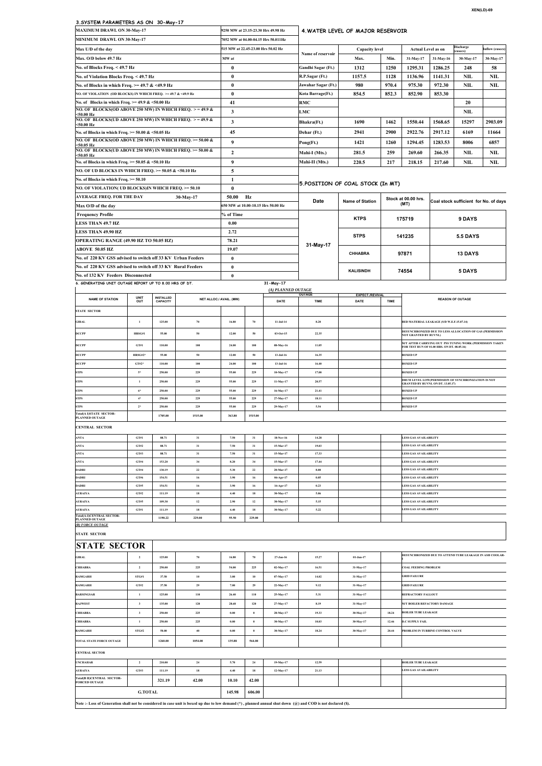XEN(LD)-69

## 3.SYSTEM PARAMETERS AS ON 30-May-17

| | |
|---|---|
| MAXIMUM DRAWL ON 30-May-17 | 9250 MW at 23.15-23.30 Hrs 49.98 Hz |
| MINIMUM DRAWL ON 30-May-17 | 7052 MW at 04.00-04.15 Hrs 50.011Hz |
| Max U/D of the day | 515 MW at 22.45-23.00 Hrs 50.02 Hz |
| Max. O/D below 49.7 Hz | MW at |
| No. of Blocks Freq. < 49.7 Hz | 0 |
| No. of Violation Blocks Freq. < 49.7 Hz | 0 |
| No. of Blocks in which Freq. >= 49.7 & <49.9 Hz | 0 |
| NO. OF VIOLATION (OD BLOCKS) IN WHICH FREQ. >= 49.7 & <49.9 Hz | 0 |
| No. of Blocks in which Freq. >= 49.9 & <50.00 Hz | 41 |
| NO. OF BLOCKS(OD ABOVE 250 MW) IN WHICH FREQ. > = 49.9 & <50.00 Hz | 3 |
| NO. OF BLOCKS(UD ABOVE 250 MW) IN WHICH FREQ. > = 49.9 & <50.00 Hz | 3 |
| No. of Blocks in which Freq. >= 50.00 & <50.05 Hz | 45 |
| NO. OF BLOCKS(OD ABOVE 250 MW) IN WHICH FREQ. >= 50.00 & <50.05 Hz | 9 |
| NO. OF BLOCKS(UD ABOVE 250 MW) IN WHICH FREQ. >= 50.00 & <50.05 Hz | 2 |
| No. of Blocks in which Freq. >= 50.05 & <50.10 Hz | 9 |
| NO. OF UD BLOCKS IN WHICH FREQ. >= 50.05 & <50.10 Hz | 5 |
| No. of Blocks in which Freq. >= 50.10 | 1 |
| NO. OF VIOLATION( UD BLOCKS)IN WHICH FREQ. >= 50.10 | 0 |
| AVERAGE FREQ. FOR THE DAY 30-May-17 | 50.00 Hz |
| Max O/D of the day | 650 MW at 10.00-10.15 Hrs 50.00 Hz |
| Frequency Profile | % of Time |
| LESS THAN 49.7 HZ | 0.00 |
| LESS THAN 49.90 HZ | 2.72 |
| OPERATING RANGE (49.90 HZ TO 50.05 HZ) | 78.21 |
| ABOVE 50.05 HZ | 19.07 |
| No. of 220 KV GSS advised to switch off 33 KV Urban Feeders | 0 |
| No. of 220 KV GSS advised to switch off 33 KV Rural Feeders | 0 |
| No. of 132 KV Feeders Disconnected | 0 |

## 4.WATER LEVEL OF MAJOR RESERVOIR

| Name of reservoir | Capacity level | | Actual Level as on | | Discharge (cusecs) | Inflow (cusecs) |
|---|---|---|---|---|---|---|
| | Max. | Min. | 31-May-17 | 31-May-16 | 30-May-17 | 30-May-17 |
| Gandhi Sagar (Ft.) | 1312 | 1250 | 1295.31 | 1286.25 | 248 | 58 |
| R.P.Sagar (Ft.) | 1157.5 | 1128 | 1136.96 | 1141.31 | NIL | NIL |
| Jawahar Sagar (Ft.) | 980 | 970.4 | 975.30 | 972.30 | NIL | NIL |
| Kota Barrage(Ft.) | 854.5 | 852.3 | 852.90 | 853.30 | | |
| RMC | | | | | 20 | |
| LMC | | | | | NIL | |
| Bhakra(Ft.) | 1690 | 1462 | 1550.44 | 1568.65 | 15297 | 2903.09 |
| Dehar (Ft.) | 2941 | 2900 | 2922.76 | 2917.12 | 6169 | 11664 |
| Pong(Ft.) | 1421 | 1260 | 1294.45 | 1283.53 | 8006 | 6857 |
| Mahi-I (Mts.) | 281.5 | 259 | 269.60 | 266.35 | NIL | NIL |
| Mahi-II (Mts.) | 220.5 | 217 | 218.15 | 217.60 | NIL | NIL |

## 5.POSITION OF COAL STOCK (In MT)

| Date | Name of Station | Stock at 00.00 hrs. (MT) | Coal stock sufficient for No. of days |
|---|---|---|---|
| 31-May-17 | KTPS | 175719 | 9 DAYS |
| | STPS | 141235 | 5.5 DAYS |
| | CHHABRA | 97871 | 13 DAYS |
| | KALISINDH | 74554 | 5 DAYS |

## 6. GENERATING UNIT OUTAGE REPORT UP TO 8.00 HRS OF DT. 31-May-17

### (A) PLANNED OUTAGE

| NAME OF STATION | UNIT OUT | INSTALLED CAPACITY | NET ALLOC./ AVAIL. (MW) | | | OUTAGE DATE | OUTAGE TIME | EXPECT./REVIVAL DATE | EXPECT./REVIVAL TIME | REASON OF OUTAGE |
|---|---|---|---|---|---|---|---|---|---|---|
| **STATE SECTOR** | | | | | | | | | | |
| GIRAL | 1 | 125.00 | 70 | 16.80 | 70 | 11-Jul-14 | 8.20 | | | BED MATERIAL LEAKAGE (S/D W.E.F.15.07.14) |
| DCCPP | HRSG#1 | 55.00 | 50 | 12.00 | 50 | 03-Oct-15 | 22.35 | | | DESYNCHRONIZED DUE TO LESS ALLOCATION OF GAS (PERMISSION NOT GRANTED BY RUVNL) |
| DCCPP | GT#1 | 110.00 | 100 | 24.00 | 100 | 08-May-16 | 11.05 | | | S/T AFTER CARRYING OUT PSS TUNING WORK (PERMISSION TAKEN FOR TEST RUN OF 01.00 HRS. ON DT. 08.05.16) |
| DCCPP | HRSG#2* | 55.00 | 50 | 12.00 | 50 | 13-Jul-16 | 16.35 | | | BOXED UP |
| DCCPP | GT#2* | 110.00 | 100 | 24.00 | 100 | 13-Jul-16 | 16.40 | | | BOXED UP |
| STPS | 5* | 250.00 | 229 | 55.00 | 229 | 10-May-17 | 17.00 | | | BOXED UP |
| STPS | 1 | 250.00 | 229 | 55.00 | 229 | 11-May-17 | 20.57 | | | DRUM LEVEL LOW(PERMISSION OF SYNCHRONIZATION IS NOT GRANTED BY RUVNL ON DT. 13.05.17) |
| STPS | 6* | 250.00 | 229 | 55.00 | 229 | 16-May-17 | 21.41 | | | BOXED UP |
| STPS | 4* | 250.00 | 229 | 55.00 | 229 | 27-May-17 | 18.11 | | | BOXED UP |
| STPS | 2* | 250.00 | 229 | 55.00 | 229 | 29-May-17 | 5.54 | | | BOXED UP |
| Total(A I)STATE SECTOR-PLANNED OUTAGE | | 1705.00 | 1515.00 | 363.80 | 1515.00 | | | | | |
| **CENTRAL SECTOR** | | | | | | | | | | |
| ANTA | GT#1 | 88.71 | 31 | 7.50 | 31 | 18-Nov-16 | 14.28 | | | LESS GAS AVAILABILITY |
| ANTA | GT#2 | 88.71 | 31 | 7.50 | 31 | 15-Mar-17 | 19.03 | | | LESS GAS AVAILABILITY |
| ANTA | GT#3 | 88.71 | 31 | 7.50 | 31 | 15-Mar-17 | 17.33 | | | LESS GAS AVAILABILITY |
| ANTA | GT#4 | 153.20 | 34 | 8.20 | 34 | 15-Mar-17 | 17.44 | | | LESS GAS AVAILABILITY |
| DADRI | GT#4 | 130.19 | 22 | 5.30 | 22 | 20-Mar-17 | 8.00 | | | LESS GAS AVAILABILITY |
| DADRI | GT#6 | 154.51 | 16 | 3.90 | 16 | 06-Apr-17 | 0.05 | | | LESS GAS AVAILABILITY |
| DADRI | GT#5 | 154.51 | 16 | 3.90 | 16 | 16-Apr-17 | 0.23 | | | LESS GAS AVAILABILITY |
| AURAIYA | GT#2 | 111.19 | 18 | 4.40 | 18 | 30-May-17 | 5.06 | | | LESS GAS AVAILABILITY |
| AURAIYA | GT#5 | 109.30 | 12 | 2.90 | 12 | 30-May-17 | 5.15 | | | LESS GAS AVAILABILITY |
| AURAIYA | GT#1 | 111.19 | 18 | 4.40 | 18 | 30-May-17 | 5.22 | | | LESS GAS AVAILABILITY |
| Total(A-II)CENTRAL SECTOR-PLANNED OUTAGE | | 1190.22 | 229.00 | 55.50 | 229.00 | | | | | |

### (B) FORCE OUTAGE

| NAME OF STATION | UNIT OUT | INSTALLED CAPACITY | NET ALLOC./ AVAIL. (MW) | | | OUTAGE DATE | OUTAGE TIME | EXPECT./REVIVAL DATE | EXPECT./REVIVAL TIME | REASON OF OUTAGE |
|---|---|---|---|---|---|---|---|---|---|---|
| **STATE SECTOR** | | | | | | | | | | |
| GIRAL | 2 | 125.00 | 70 | 16.80 | 70 | 27-Jan-16 | 15.27 | 01-Jun-17 | | DESYNCHRONIZED DUE TO ATTEND TUBE LEAKAGE IN ASH COOLAR-II |
| CHHABRA | 2 | 250.00 | 225 | 54.00 | 225 | 02-May-17 | 16.51 | 31-May-17 | | COAL FEEDING PROBLEM |
| RAMGARH | STG#1 | 37.50 | 10 | 3.00 | 10 | 07-May-17 | 14.02 | 31-May-17 | | GRID FAILURE |
| RAMGARH | GT#2 | 37.50 | 29 | 7.00 | 29 | 22-May-17 | 9.12 | 31-May-17 | | GRID FAILURE |
| BARSINGSAR | 1 | 125.00 | 110 | 26.40 | 110 | 25-May-17 | 5.31 | 31-May-17 | | REFRACTORY FALLOUT |
| RAJWEST | 3 | 135.00 | 120 | 28.68 | 120 | 27-May-17 | 8.19 | 31-May-17 | | S/T BOILER REFACTORY DAMAGE |
| CHHABRA | 3 | 250.00 | 225 | 0.00 | 0 | 28-May-17 | 19.33 | 30-May-17 | 18.24 | BOILER TUBE LEAKAGE |
| CHHABRA | 1 | 250.00 | 225 | 0.00 | 0 | 30-May-17 | 10.03 | 30-May-17 | 12.46 | D.C SUPPLY FAIL |
| RAMGARH | STG#2 | 50.00 | 40 | 0.00 | 0 | 30-May-17 | 18.24 | 30-May-17 | 20.44 | PROBLEM IN TURBINE CONTROL VALVE |
| TOTAL STATE FORCE OUTAGE | | 1260.00 | 1054.00 | 135.88 | 564.00 | | | | | |
| **CENTRAL SECTOR** | | | | | | | | | | |
| UNCHAHAR | 2 | 210.00 | 24 | 5.70 | 24 | 19-May-17 | 12.59 | | | BOILER TUBE LEAKAGE |
| AURAIYA | GT#3 | 111.19 | 18 | 4.40 | 18 | 12-May-17 | 21.13 | | | LESS GAS AVAILABILITY |
| Total(B II)CENTRAL SECTOR-FORCED OUTAGE | | 321.19 | 42.00 | 10.10 | 42.00 | | | | | |
| G.TOTAL | | | | 145.98 | 606.00 | | | | | |

Note :- Loss of Generation shall not be considered in case unit is boxed up due to low demand (*) , planned annual shut down (@) and COD is not declared ($).